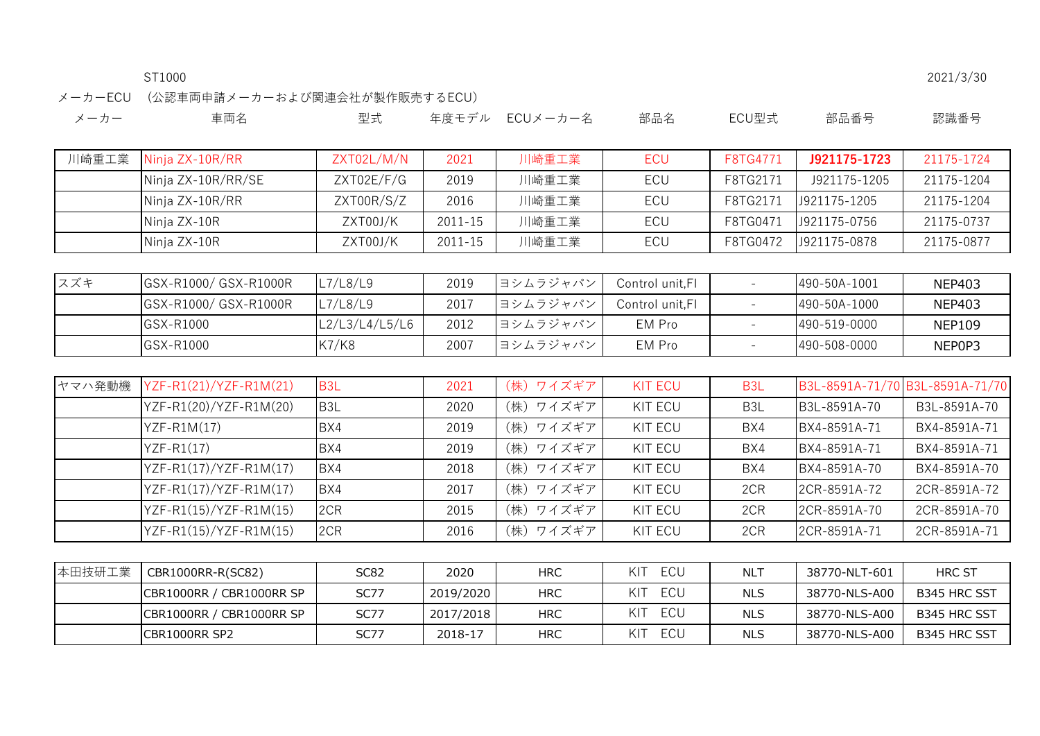ST1000 2021/3/30

メーカーECU　(公認車両申請メーカーおよび関連会社が製作販売するECU)

| メーカー | 車両名 | 型式 | 年度モデル | ECUメーカー名 | 部品名 | ECU型式 | 部品番号 | 認識番号 |
|---|---|---|---|---|---|---|---|---|
| 川崎重工業 | Ninja ZX-10R/RR | ZXT02L/M/N | 2021 | 川崎重工業 | ECU | F8TG4771 | **J921175-1723** | 21175-1724 |
| | Ninja ZX-10R/RR/SE | ZXT02E/F/G | 2019 | 川崎重工業 | ECU | F8TG2171 | J921175-1205 | 21175-1204 |
| | Ninja ZX-10R/RR | ZXT00R/S/Z | 2016 | 川崎重工業 | ECU | F8TG2171 | J921175-1205 | 21175-1204 |
| | Ninja ZX-10R | ZXT00J/K | 2011-15 | 川崎重工業 | ECU | F8TG0471 | J921175-0756 | 21175-0737 |
| | Ninja ZX-10R | ZXT00J/K | 2011-15 | 川崎重工業 | ECU | F8TG0472 | J921175-0878 | 21175-0877 |
| スズキ | GSX-R1000/ GSX-R1000R | L7/L8/L9 | 2019 | ヨシムラジャパン | Control unit,FI | - | 490-50A-1001 | NEP403 |
| | GSX-R1000/ GSX-R1000R | L7/L8/L9 | 2017 | ヨシムラジャパン | Control unit,FI | - | 490-50A-1000 | NEP403 |
| | GSX-R1000 | L2/L3/L4/L5/L6 | 2012 | ヨシムラジャパン | EM Pro | - | 490-519-0000 | NEP109 |
| | GSX-R1000 | K7/K8 | 2007 | ヨシムラジャパン | EM Pro | - | 490-508-0000 | NEP0P3 |
| ヤマハ発動機 | YZF-R1(21)/YZF-R1M(21) | B3L | 2021 | (株) ワイズギア | KIT ECU | B3L | B3L-8591A-71/70 | B3L-8591A-71/70 |
| | YZF-R1(20)/YZF-R1M(20) | B3L | 2020 | (株) ワイズギア | KIT ECU | B3L | B3L-8591A-70 | B3L-8591A-70 |
| | YZF-R1M(17) | BX4 | 2019 | (株) ワイズギア | KIT ECU | BX4 | BX4-8591A-71 | BX4-8591A-71 |
| | YZF-R1(17) | BX4 | 2019 | (株) ワイズギア | KIT ECU | BX4 | BX4-8591A-71 | BX4-8591A-71 |
| | YZF-R1(17)/YZF-R1M(17) | BX4 | 2018 | (株) ワイズギア | KIT ECU | BX4 | BX4-8591A-70 | BX4-8591A-70 |
| | YZF-R1(17)/YZF-R1M(17) | BX4 | 2017 | (株) ワイズギア | KIT ECU | 2CR | 2CR-8591A-72 | 2CR-8591A-72 |
| | YZF-R1(15)/YZF-R1M(15) | 2CR | 2015 | (株) ワイズギア | KIT ECU | 2CR | 2CR-8591A-70 | 2CR-8591A-70 |
| | YZF-R1(15)/YZF-R1M(15) | 2CR | 2016 | (株) ワイズギア | KIT ECU | 2CR | 2CR-8591A-71 | 2CR-8591A-71 |
| 本田技研工業 | CBR1000RR-R(SC82) | SC82 | 2020 | HRC | KIT ECU | NLT | 38770-NLT-601 | HRC ST |
| | CBR1000RR / CBR1000RR SP | SC77 | 2019/2020 | HRC | KIT ECU | NLS | 38770-NLS-A00 | B345 HRC SST |
| | CBR1000RR / CBR1000RR SP | SC77 | 2017/2018 | HRC | KIT ECU | NLS | 38770-NLS-A00 | B345 HRC SST |
| | CBR1000RR SP2 | SC77 | 2018-17 | HRC | KIT ECU | NLS | 38770-NLS-A00 | B345 HRC SST |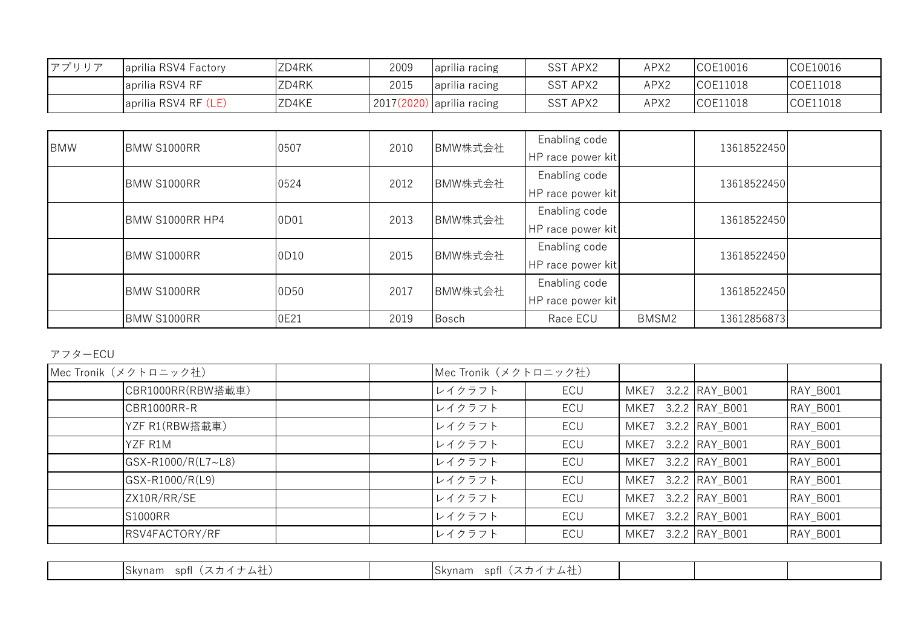| | | | | | | | | |
|---|---|---|---|---|---|---|---|---|
| アプリリア | aprilia RSV4 Factory | ZD4RK | 2009 | aprilia racing | SST APX2 | APX2 | COE10016 | COE10016 |
| | aprilia RSV4 RF | ZD4RK | 2015 | aprilia racing | SST APX2 | APX2 | COE11018 | COE11018 |
| | aprilia RSV4 RF (LE) | ZD4KE | 2017(2020) | aprilia racing | SST APX2 | APX2 | COE11018 | COE11018 |

| | | | | | | | | |
|---|---|---|---|---|---|---|---|---|
| BMW | BMW S1000RR | 0507 | 2010 | BMW株式会社 | Enabling code HP race power kit | | 13618522450 | |
| | BMW S1000RR | 0524 | 2012 | BMW株式会社 | Enabling code HP race power kit | | 13618522450 | |
| | BMW S1000RR HP4 | 0D01 | 2013 | BMW株式会社 | Enabling code HP race power kit | | 13618522450 | |
| | BMW S1000RR | 0D10 | 2015 | BMW株式会社 | Enabling code HP race power kit | | 13618522450 | |
| | BMW S1000RR | 0D50 | 2017 | BMW株式会社 | Enabling code HP race power kit | | 13618522450 | |
| | BMW S1000RR | 0E21 | 2019 | Bosch | Race ECU | BMSM2 | 13612856873 | |

アフターECU

| | | | | | | | | |
|---|---|---|---|---|---|---|---|---|
| Mec Tronik（メクトロニック社） | | | | Mec Tronik（メクトロニック社） | | | | |
| | CBR1000RR(RBW搭載車) | | | レイクラフト | ECU | MKE7 3.2.2 | RAY_B001 | RAY_B001 |
| | CBR1000RR-R | | | レイクラフト | ECU | MKE7 3.2.2 | RAY_B001 | RAY_B001 |
| | YZF R1(RBW搭載車) | | | レイクラフト | ECU | MKE7 3.2.2 | RAY_B001 | RAY_B001 |
| | YZF R1M | | | レイクラフト | ECU | MKE7 3.2.2 | RAY_B001 | RAY_B001 |
| | GSX-R1000/R(L7~L8) | | | レイクラフト | ECU | MKE7 3.2.2 | RAY_B001 | RAY_B001 |
| | GSX-R1000/R(L9) | | | レイクラフト | ECU | MKE7 3.2.2 | RAY_B001 | RAY_B001 |
| | ZX10R/RR/SE | | | レイクラフト | ECU | MKE7 3.2.2 | RAY_B001 | RAY_B001 |
| | S1000RR | | | レイクラフト | ECU | MKE7 3.2.2 | RAY_B001 | RAY_B001 |
| | RSV4FACTORY/RF | | | レイクラフト | ECU | MKE7 3.2.2 | RAY_B001 | RAY_B001 |

| | | | | | | | | |
|---|---|---|---|---|---|---|---|---|
| | Skynam spfl（スカイナム社） | | | Skynam spfl（スカイナム社） | | | | |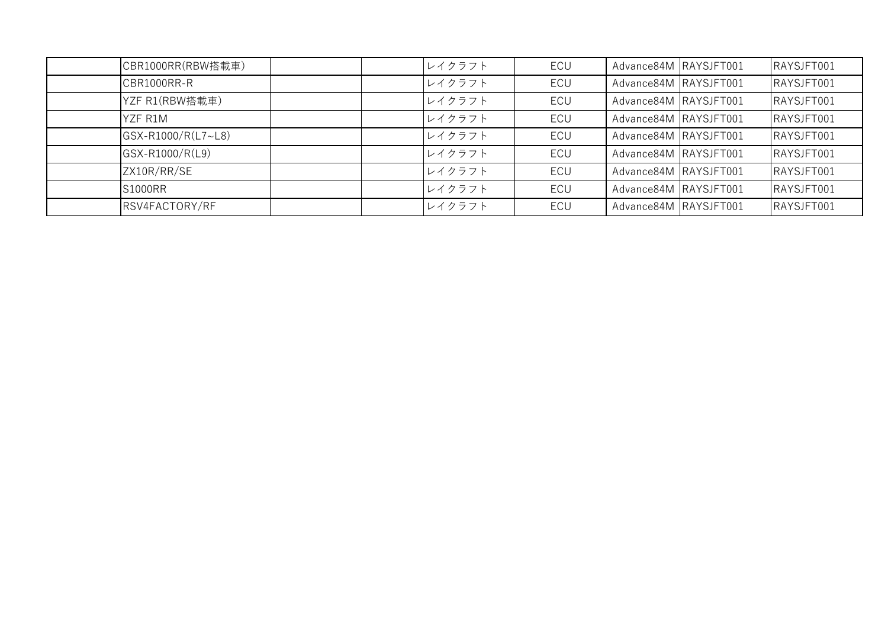| | | | | | | | | |
|---|---|---|---|---|---|---|---|---|
| | CBR1000RR(RBW搭載車) | | | レイクラフト | ECU | Advance84M | RAYSJFT001 | RAYSJFT001 |
| | CBR1000RR-R | | | レイクラフト | ECU | Advance84M | RAYSJFT001 | RAYSJFT001 |
| | YZF R1(RBW搭載車) | | | レイクラフト | ECU | Advance84M | RAYSJFT001 | RAYSJFT001 |
| | YZF R1M | | | レイクラフト | ECU | Advance84M | RAYSJFT001 | RAYSJFT001 |
| | GSX-R1000/R(L7~L8) | | | レイクラフト | ECU | Advance84M | RAYSJFT001 | RAYSJFT001 |
| | GSX-R1000/R(L9) | | | レイクラフト | ECU | Advance84M | RAYSJFT001 | RAYSJFT001 |
| | ZX10R/RR/SE | | | レイクラフト | ECU | Advance84M | RAYSJFT001 | RAYSJFT001 |
| | S1000RR | | | レイクラフト | ECU | Advance84M | RAYSJFT001 | RAYSJFT001 |
| | RSV4FACTORY/RF | | | レイクラフト | ECU | Advance84M | RAYSJFT001 | RAYSJFT001 |